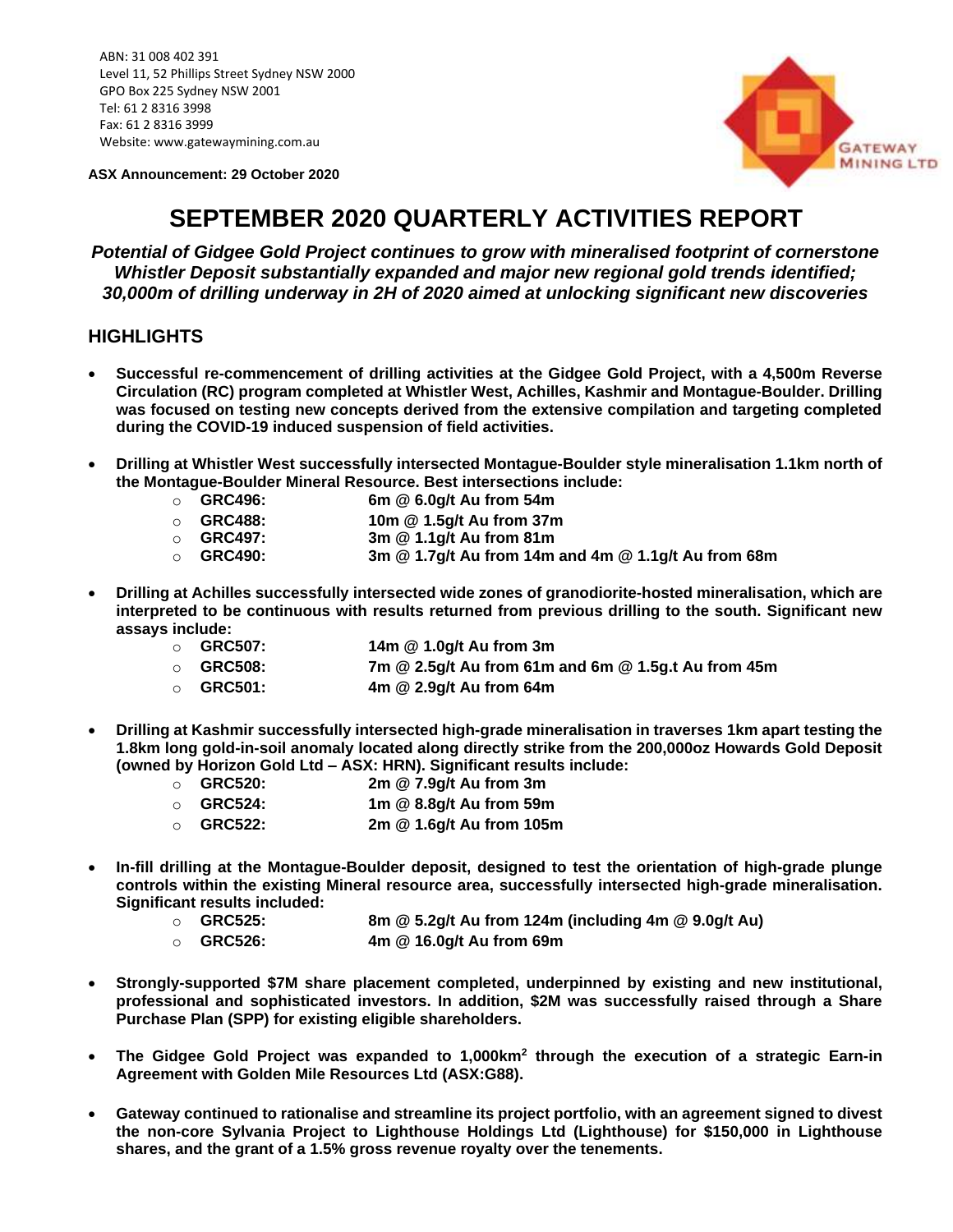ABN: 31 008 402 391
Level 11, 52 Phillips Street Sydney NSW 2000
GPO Box 225 Sydney NSW 2001
Tel: 61 2 8316 3998
Fax: 61 2 8316 3999
Website: www.gatewaymining.com.au

**ASX Announcement: 29 October 2020**

# SEPTEMBER 2020 QUARTERLY ACTIVITIES REPORT

***Potential of Gidgee Gold Project continues to grow with mineralised footprint of cornerstone Whistler Deposit substantially expanded and major new regional gold trends identified; 30,000m of drilling underway in 2H of 2020 aimed at unlocking significant new discoveries***

## HIGHLIGHTS

- **Successful re-commencement of drilling activities at the Gidgee Gold Project, with a 4,500m Reverse Circulation (RC) program completed at Whistler West, Achilles, Kashmir and Montague-Boulder. Drilling was focused on testing new concepts derived from the extensive compilation and targeting completed during the COVID-19 induced suspension of field activities.**

- **Drilling at Whistler West successfully intersected Montague-Boulder style mineralisation 1.1km north of the Montague-Boulder Mineral Resource. Best intersections include:**
  - **GRC496: 6m @ 6.0g/t Au from 54m**
  - **GRC488: 10m @ 1.5g/t Au from 37m**
  - **GRC497: 3m @ 1.1g/t Au from 81m**
  - **GRC490: 3m @ 1.7g/t Au from 14m and 4m @ 1.1g/t Au from 68m**

- **Drilling at Achilles successfully intersected wide zones of granodiorite-hosted mineralisation, which are interpreted to be continuous with results returned from previous drilling to the south. Significant new assays include:**
  - **GRC507: 14m @ 1.0g/t Au from 3m**
  - **GRC508: 7m @ 2.5g/t Au from 61m and 6m @ 1.5g.t Au from 45m**
  - **GRC501: 4m @ 2.9g/t Au from 64m**

- **Drilling at Kashmir successfully intersected high-grade mineralisation in traverses 1km apart testing the 1.8km long gold-in-soil anomaly located along directly strike from the 200,000oz Howards Gold Deposit (owned by Horizon Gold Ltd – ASX: HRN). Significant results include:**
  - **GRC520: 2m @ 7.9g/t Au from 3m**
  - **GRC524: 1m @ 8.8g/t Au from 59m**
  - **GRC522: 2m @ 1.6g/t Au from 105m**

- **In-fill drilling at the Montague-Boulder deposit, designed to test the orientation of high-grade plunge controls within the existing Mineral resource area, successfully intersected high-grade mineralisation. Significant results included:**
  - **GRC525: 8m @ 5.2g/t Au from 124m (including 4m @ 9.0g/t Au)**
  - **GRC526: 4m @ 16.0g/t Au from 69m**

- **Strongly-supported $7M share placement completed, underpinned by existing and new institutional, professional and sophisticated investors. In addition, $2M was successfully raised through a Share Purchase Plan (SPP) for existing eligible shareholders.**

- **The Gidgee Gold Project was expanded to 1,000km$^2$ through the execution of a strategic Earn-in Agreement with Golden Mile Resources Ltd (ASX:G88).**

- **Gateway continued to rationalise and streamline its project portfolio, with an agreement signed to divest the non-core Sylvania Project to Lighthouse Holdings Ltd (Lighthouse) for $150,000 in Lighthouse shares, and the grant of a 1.5% gross revenue royalty over the tenements.**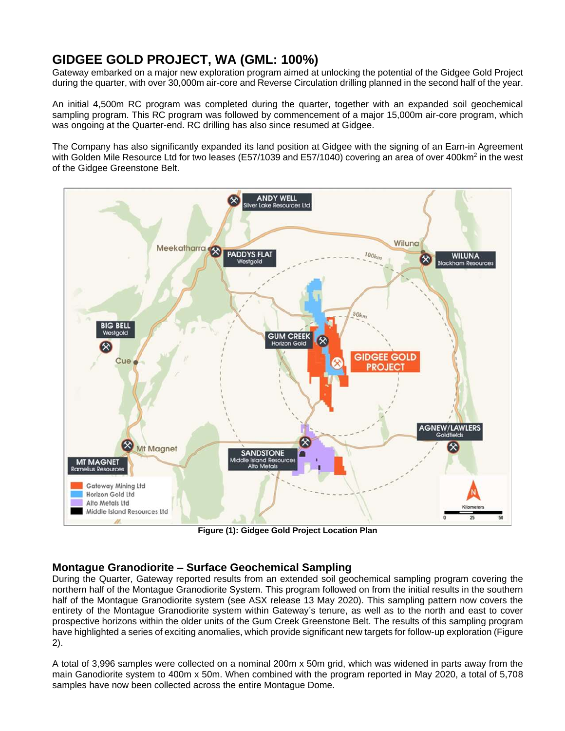# GIDGEE GOLD PROJECT, WA (GML: 100%)

Gateway embarked on a major new exploration program aimed at unlocking the potential of the Gidgee Gold Project during the quarter, with over 30,000m air-core and Reverse Circulation drilling planned in the second half of the year.

An initial 4,500m RC program was completed during the quarter, together with an expanded soil geochemical sampling program. This RC program was followed by commencement of a major 15,000m air-core program, which was ongoing at the Quarter-end. RC drilling has also since resumed at Gidgee.

The Company has also significantly expanded its land position at Gidgee with the signing of an Earn-in Agreement with Golden Mile Resource Ltd for two leases (E57/1039 and E57/1040) covering an area of over 400km$^2$ in the west of the Gidgee Greenstone Belt.

**Figure (1): Gidgee Gold Project Location Plan**

## Montague Granodiorite – Surface Geochemical Sampling

During the Quarter, Gateway reported results from an extended soil geochemical sampling program covering the northern half of the Montague Granodiorite System. This program followed on from the initial results in the southern half of the Montague Granodiorite system (see ASX release 13 May 2020). This sampling pattern now covers the entirety of the Montague Granodiorite system within Gateway's tenure, as well as to the north and east to cover prospective horizons within the older units of the Gum Creek Greenstone Belt. The results of this sampling program have highlighted a series of exciting anomalies, which provide significant new targets for follow-up exploration (Figure 2).

A total of 3,996 samples were collected on a nominal 200m x 50m grid, which was widened in parts away from the main Ganodiorite system to 400m x 50m. When combined with the program reported in May 2020, a total of 5,708 samples have now been collected across the entire Montague Dome.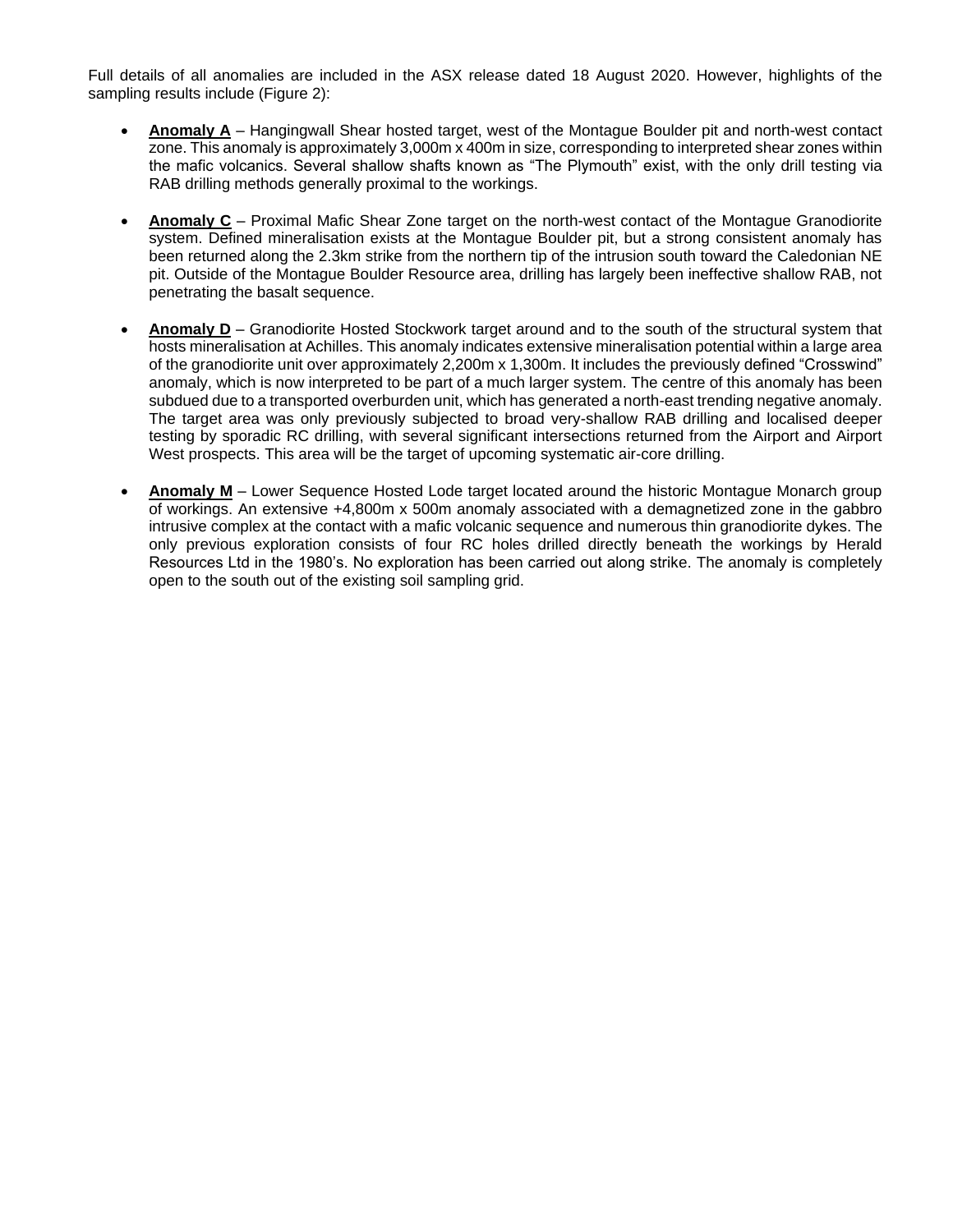Full details of all anomalies are included in the ASX release dated 18 August 2020. However, highlights of the sampling results include (Figure 2):

- **<u>Anomaly A</u>** – Hangingwall Shear hosted target, west of the Montague Boulder pit and north-west contact zone. This anomaly is approximately 3,000m x 400m in size, corresponding to interpreted shear zones within the mafic volcanics. Several shallow shafts known as "The Plymouth" exist, with the only drill testing via RAB drilling methods generally proximal to the workings.

- **<u>Anomaly C</u>** – Proximal Mafic Shear Zone target on the north-west contact of the Montague Granodiorite system. Defined mineralisation exists at the Montague Boulder pit, but a strong consistent anomaly has been returned along the 2.3km strike from the northern tip of the intrusion south toward the Caledonian NE pit. Outside of the Montague Boulder Resource area, drilling has largely been ineffective shallow RAB, not penetrating the basalt sequence.

- **<u>Anomaly D</u>** – Granodiorite Hosted Stockwork target around and to the south of the structural system that hosts mineralisation at Achilles. This anomaly indicates extensive mineralisation potential within a large area of the granodiorite unit over approximately 2,200m x 1,300m. It includes the previously defined "Crosswind" anomaly, which is now interpreted to be part of a much larger system. The centre of this anomaly has been subdued due to a transported overburden unit, which has generated a north-east trending negative anomaly. The target area was only previously subjected to broad very-shallow RAB drilling and localised deeper testing by sporadic RC drilling, with several significant intersections returned from the Airport and Airport West prospects. This area will be the target of upcoming systematic air-core drilling.

- **<u>Anomaly M</u>** – Lower Sequence Hosted Lode target located around the historic Montague Monarch group of workings. An extensive +4,800m x 500m anomaly associated with a demagnetized zone in the gabbro intrusive complex at the contact with a mafic volcanic sequence and numerous thin granodiorite dykes. The only previous exploration consists of four RC holes drilled directly beneath the workings by Herald Resources Ltd in the 1980's. No exploration has been carried out along strike. The anomaly is completely open to the south out of the existing soil sampling grid.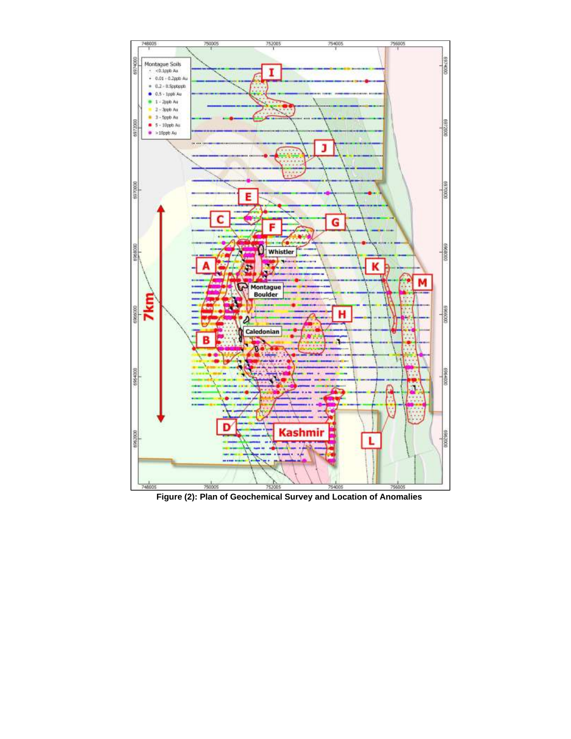Figure (2): Plan of Geochemical Survey and Location of Anomalies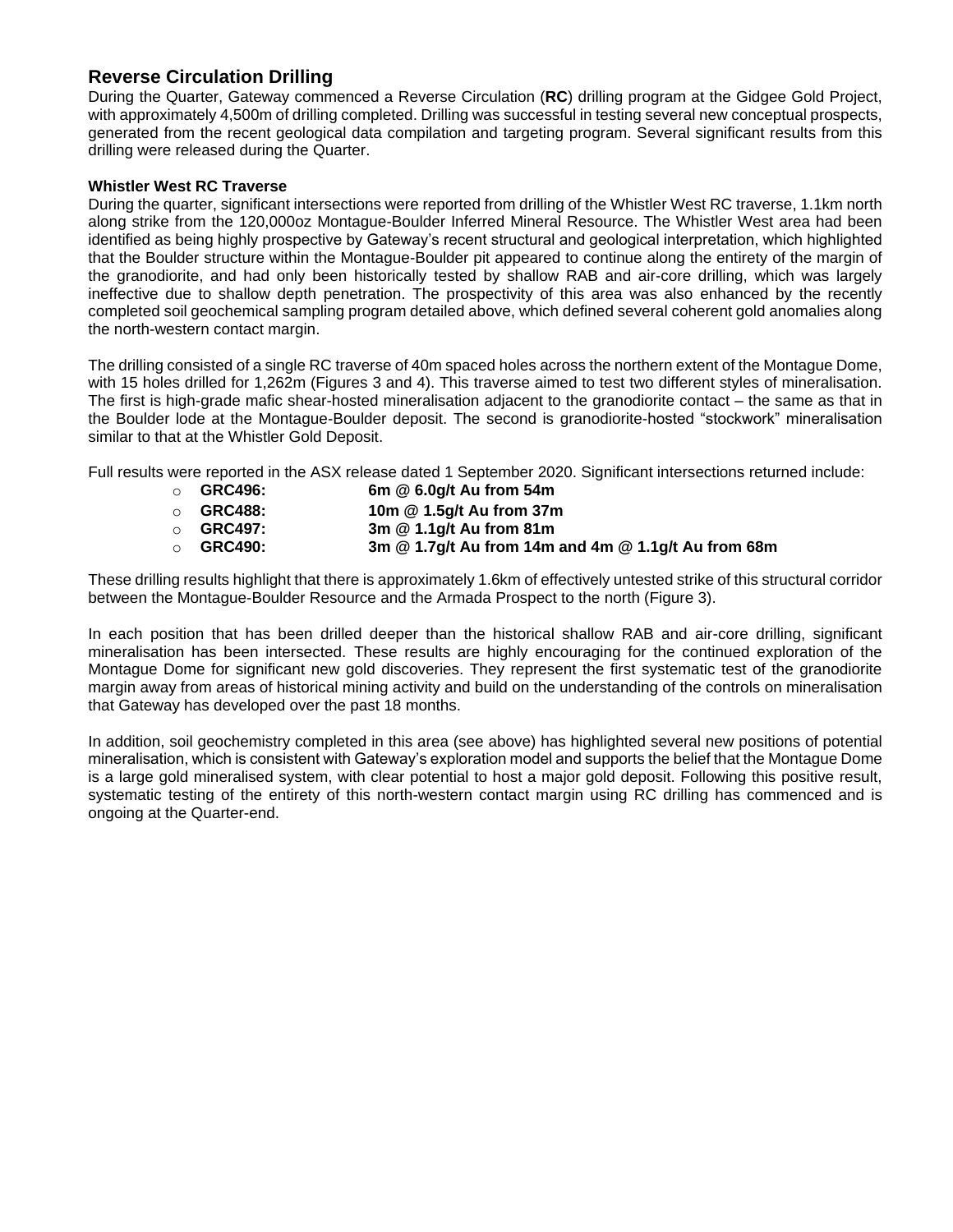## Reverse Circulation Drilling

During the Quarter, Gateway commenced a Reverse Circulation (**RC**) drilling program at the Gidgee Gold Project, with approximately 4,500m of drilling completed. Drilling was successful in testing several new conceptual prospects, generated from the recent geological data compilation and targeting program. Several significant results from this drilling were released during the Quarter.

**Whistler West RC Traverse**

During the quarter, significant intersections were reported from drilling of the Whistler West RC traverse, 1.1km north along strike from the 120,000oz Montague-Boulder Inferred Mineral Resource. The Whistler West area had been identified as being highly prospective by Gateway's recent structural and geological interpretation, which highlighted that the Boulder structure within the Montague-Boulder pit appeared to continue along the entirety of the margin of the granodiorite, and had only been historically tested by shallow RAB and air-core drilling, which was largely ineffective due to shallow depth penetration. The prospectivity of this area was also enhanced by the recently completed soil geochemical sampling program detailed above, which defined several coherent gold anomalies along the north-western contact margin.

The drilling consisted of a single RC traverse of 40m spaced holes across the northern extent of the Montague Dome, with 15 holes drilled for 1,262m (Figures 3 and 4). This traverse aimed to test two different styles of mineralisation. The first is high-grade mafic shear-hosted mineralisation adjacent to the granodiorite contact – the same as that in the Boulder lode at the Montague-Boulder deposit. The second is granodiorite-hosted "stockwork" mineralisation similar to that at the Whistler Gold Deposit.

Full results were reported in the ASX release dated 1 September 2020. Significant intersections returned include:

- **GRC496: 6m @ 6.0g/t Au from 54m**
- **GRC488: 10m @ 1.5g/t Au from 37m**
- **GRC497: 3m @ 1.1g/t Au from 81m**
- **GRC490: 3m @ 1.7g/t Au from 14m and 4m @ 1.1g/t Au from 68m**

These drilling results highlight that there is approximately 1.6km of effectively untested strike of this structural corridor between the Montague-Boulder Resource and the Armada Prospect to the north (Figure 3).

In each position that has been drilled deeper than the historical shallow RAB and air-core drilling, significant mineralisation has been intersected. These results are highly encouraging for the continued exploration of the Montague Dome for significant new gold discoveries. They represent the first systematic test of the granodiorite margin away from areas of historical mining activity and build on the understanding of the controls on mineralisation that Gateway has developed over the past 18 months.

In addition, soil geochemistry completed in this area (see above) has highlighted several new positions of potential mineralisation, which is consistent with Gateway's exploration model and supports the belief that the Montague Dome is a large gold mineralised system, with clear potential to host a major gold deposit. Following this positive result, systematic testing of the entirety of this north-western contact margin using RC drilling has commenced and is ongoing at the Quarter-end.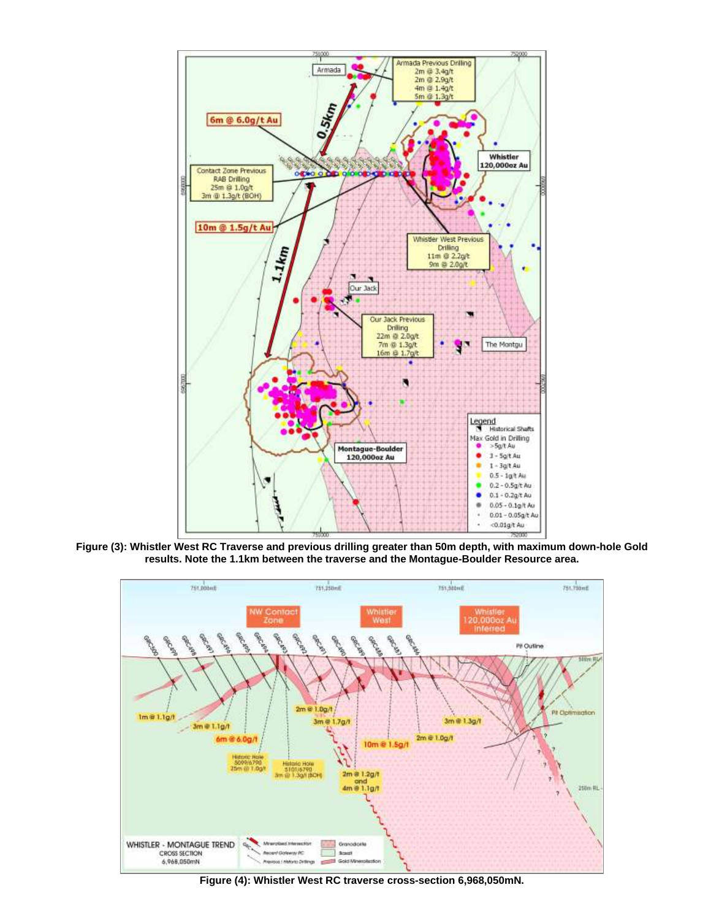**Figure (3): Whistler West RC Traverse and previous drilling greater than 50m depth, with maximum down-hole Gold results. Note the 1.1km between the traverse and the Montague-Boulder Resource area.**

**Figure (4): Whistler West RC traverse cross-section 6,968,050mN.**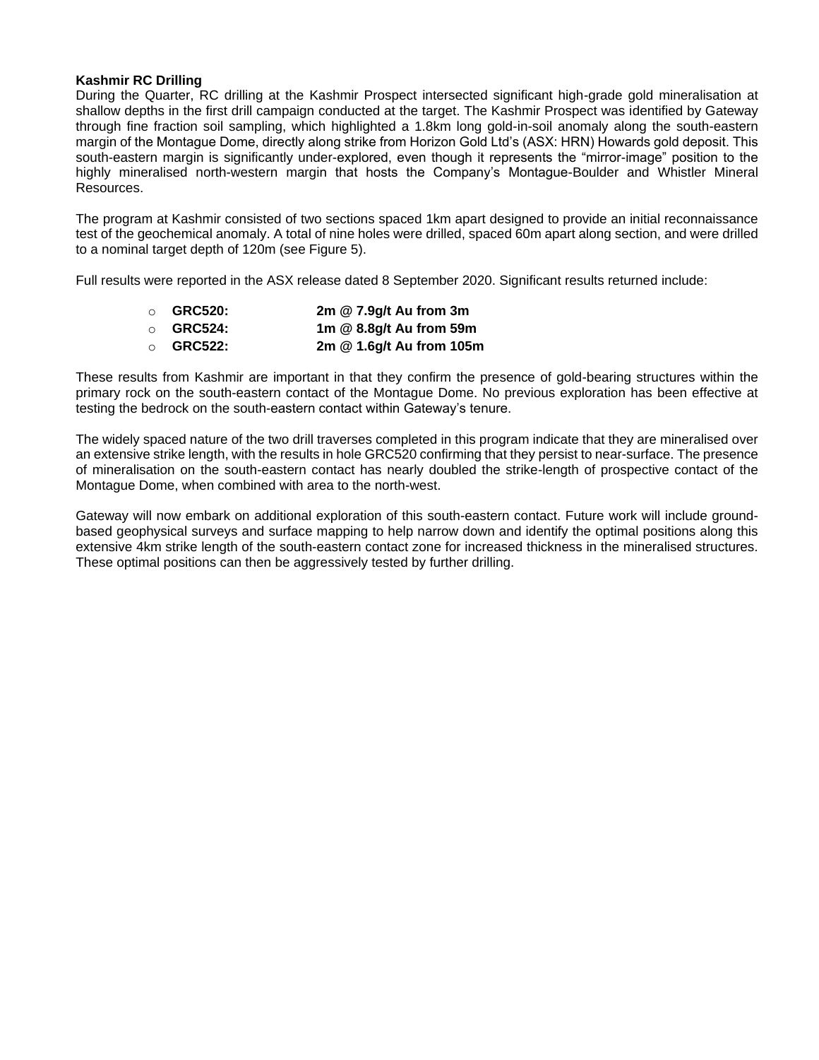**Kashmir RC Drilling**

During the Quarter, RC drilling at the Kashmir Prospect intersected significant high-grade gold mineralisation at shallow depths in the first drill campaign conducted at the target. The Kashmir Prospect was identified by Gateway through fine fraction soil sampling, which highlighted a 1.8km long gold-in-soil anomaly along the south-eastern margin of the Montague Dome, directly along strike from Horizon Gold Ltd's (ASX: HRN) Howards gold deposit. This south-eastern margin is significantly under-explored, even though it represents the "mirror-image" position to the highly mineralised north-western margin that hosts the Company's Montague-Boulder and Whistler Mineral Resources.

The program at Kashmir consisted of two sections spaced 1km apart designed to provide an initial reconnaissance test of the geochemical anomaly. A total of nine holes were drilled, spaced 60m apart along section, and were drilled to a nominal target depth of 120m (see Figure 5).

Full results were reported in the ASX release dated 8 September 2020. Significant results returned include:

- **GRC520:** **2m @ 7.9g/t Au from 3m**
- **GRC524:** **1m @ 8.8g/t Au from 59m**
- **GRC522:** **2m @ 1.6g/t Au from 105m**

These results from Kashmir are important in that they confirm the presence of gold-bearing structures within the primary rock on the south-eastern contact of the Montague Dome. No previous exploration has been effective at testing the bedrock on the south-eastern contact within Gateway's tenure.

The widely spaced nature of the two drill traverses completed in this program indicate that they are mineralised over an extensive strike length, with the results in hole GRC520 confirming that they persist to near-surface. The presence of mineralisation on the south-eastern contact has nearly doubled the strike-length of prospective contact of the Montague Dome, when combined with area to the north-west.

Gateway will now embark on additional exploration of this south-eastern contact. Future work will include ground-based geophysical surveys and surface mapping to help narrow down and identify the optimal positions along this extensive 4km strike length of the south-eastern contact zone for increased thickness in the mineralised structures. These optimal positions can then be aggressively tested by further drilling.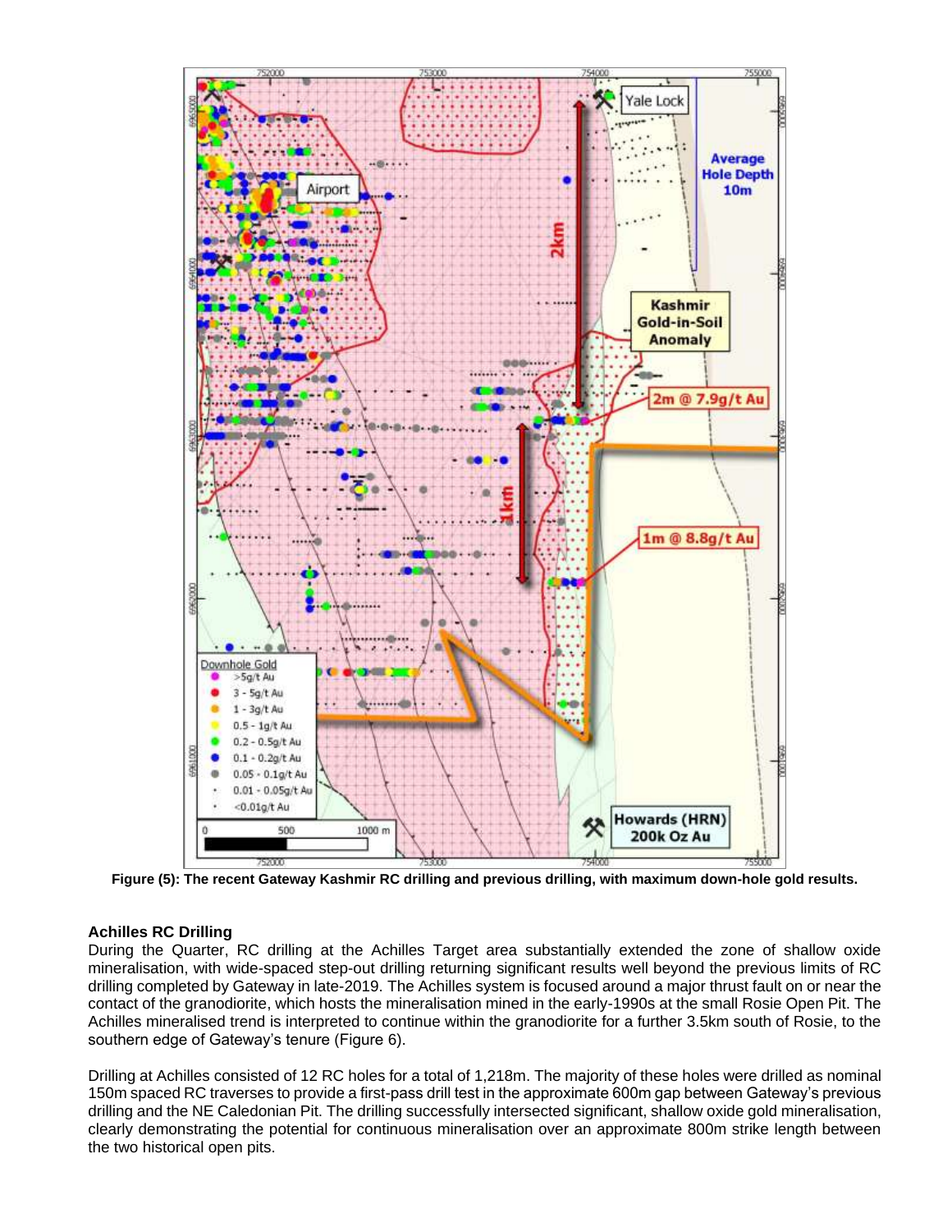**Figure (5): The recent Gateway Kashmir RC drilling and previous drilling, with maximum down-hole gold results.**

### Achilles RC Drilling

During the Quarter, RC drilling at the Achilles Target area substantially extended the zone of shallow oxide mineralisation, with wide-spaced step-out drilling returning significant results well beyond the previous limits of RC drilling completed by Gateway in late-2019. The Achilles system is focused around a major thrust fault on or near the contact of the granodiorite, which hosts the mineralisation mined in the early-1990s at the small Rosie Open Pit. The Achilles mineralised trend is interpreted to continue within the granodiorite for a further 3.5km south of Rosie, to the southern edge of Gateway's tenure (Figure 6).

Drilling at Achilles consisted of 12 RC holes for a total of 1,218m. The majority of these holes were drilled as nominal 150m spaced RC traverses to provide a first-pass drill test in the approximate 600m gap between Gateway's previous drilling and the NE Caledonian Pit. The drilling successfully intersected significant, shallow oxide gold mineralisation, clearly demonstrating the potential for continuous mineralisation over an approximate 800m strike length between the two historical open pits.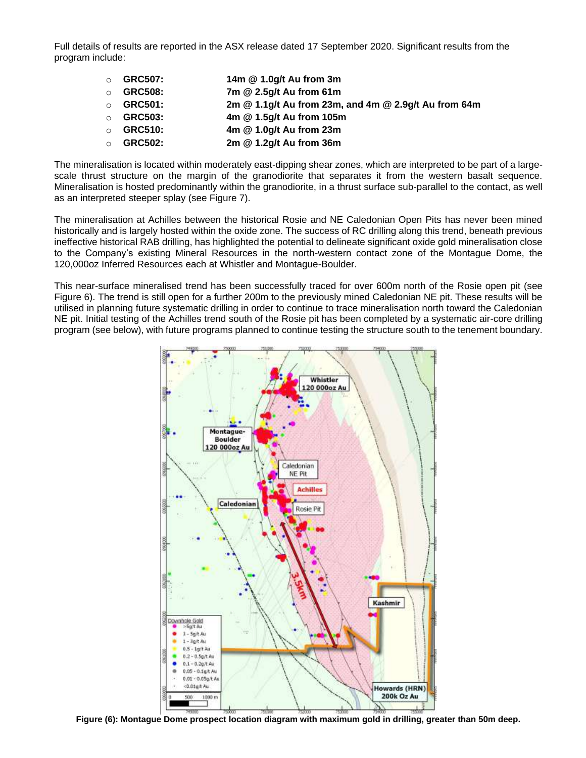Full details of results are reported in the ASX release dated 17 September 2020. Significant results from the program include:

- **GRC507:** **14m @ 1.0g/t Au from 3m**
- **GRC508:** **7m @ 2.5g/t Au from 61m**
- **GRC501:** **2m @ 1.1g/t Au from 23m, and 4m @ 2.9g/t Au from 64m**
- **GRC503:** **4m @ 1.5g/t Au from 105m**
- **GRC510:** **4m @ 1.0g/t Au from 23m**
- **GRC502:** **2m @ 1.2g/t Au from 36m**

The mineralisation is located within moderately east-dipping shear zones, which are interpreted to be part of a large-scale thrust structure on the margin of the granodiorite that separates it from the western basalt sequence. Mineralisation is hosted predominantly within the granodiorite, in a thrust surface sub-parallel to the contact, as well as an interpreted steeper splay (see Figure 7).

The mineralisation at Achilles between the historical Rosie and NE Caledonian Open Pits has never been mined historically and is largely hosted within the oxide zone. The success of RC drilling along this trend, beneath previous ineffective historical RAB drilling, has highlighted the potential to delineate significant oxide gold mineralisation close to the Company's existing Mineral Resources in the north-western contact zone of the Montague Dome, the 120,000oz Inferred Resources each at Whistler and Montague-Boulder.

This near-surface mineralised trend has been successfully traced for over 600m north of the Rosie open pit (see Figure 6). The trend is still open for a further 200m to the previously mined Caledonian NE pit. These results will be utilised in planning future systematic drilling in order to continue to trace mineralisation north toward the Caledonian NE pit. Initial testing of the Achilles trend south of the Rosie pit has been completed by a systematic air-core drilling program (see below), with future programs planned to continue testing the structure south to the tenement boundary.

**Figure (6): Montague Dome prospect location diagram with maximum gold in drilling, greater than 50m deep.**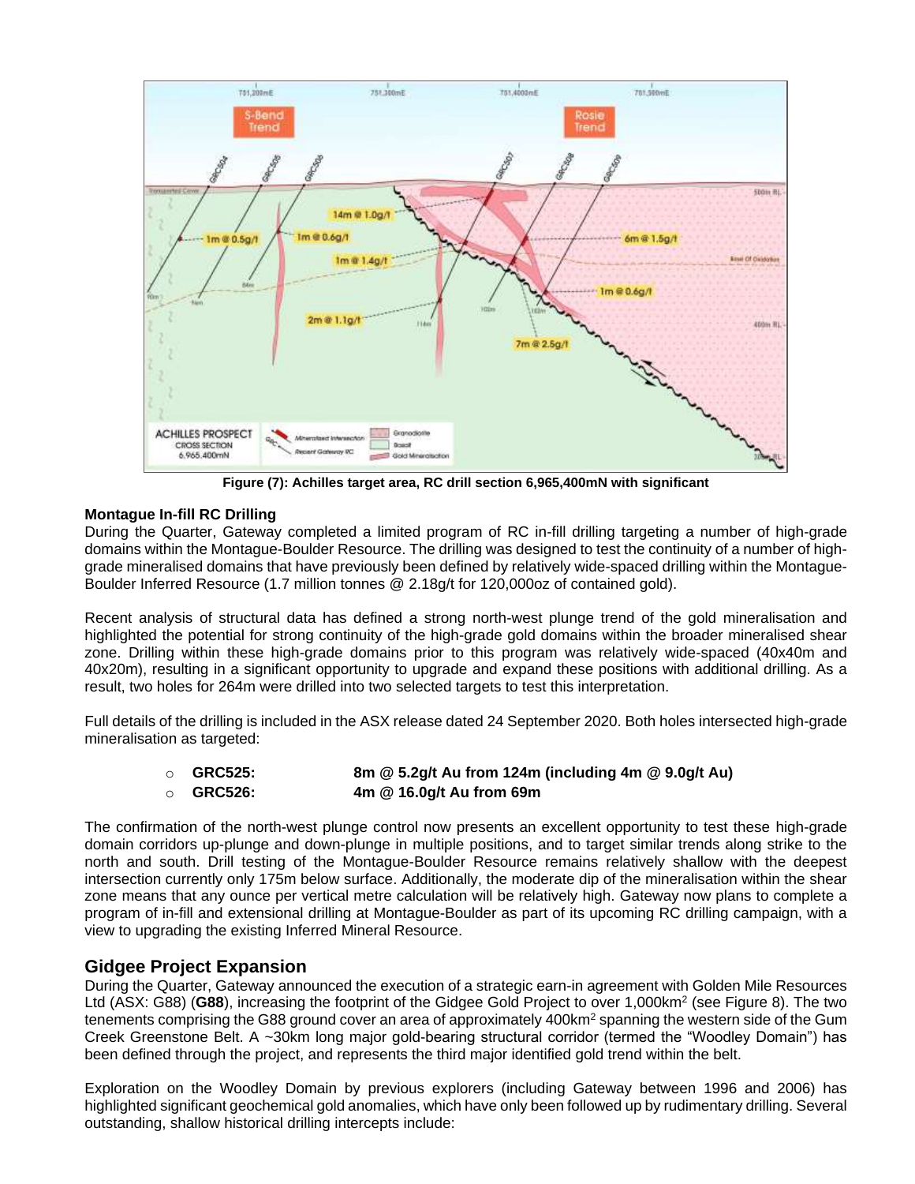Figure (7): Achilles target area, RC drill section 6,965,400mN with significant

**Montague In-fill RC Drilling**

During the Quarter, Gateway completed a limited program of RC in-fill drilling targeting a number of high-grade domains within the Montague-Boulder Resource. The drilling was designed to test the continuity of a number of high-grade mineralised domains that have previously been defined by relatively wide-spaced drilling within the Montague-Boulder Inferred Resource (1.7 million tonnes @ 2.18g/t for 120,000oz of contained gold).

Recent analysis of structural data has defined a strong north-west plunge trend of the gold mineralisation and highlighted the potential for strong continuity of the high-grade gold domains within the broader mineralised shear zone. Drilling within these high-grade domains prior to this program was relatively wide-spaced (40x40m and 40x20m), resulting in a significant opportunity to upgrade and expand these positions with additional drilling. As a result, two holes for 264m were drilled into two selected targets to test this interpretation.

Full details of the drilling is included in the ASX release dated 24 September 2020. Both holes intersected high-grade mineralisation as targeted:

- **GRC525:** **8m @ 5.2g/t Au from 124m (including 4m @ 9.0g/t Au)**
- **GRC526:** **4m @ 16.0g/t Au from 69m**

The confirmation of the north-west plunge control now presents an excellent opportunity to test these high-grade domain corridors up-plunge and down-plunge in multiple positions, and to target similar trends along strike to the north and south. Drill testing of the Montague-Boulder Resource remains relatively shallow with the deepest intersection currently only 175m below surface. Additionally, the moderate dip of the mineralisation within the shear zone means that any ounce per vertical metre calculation will be relatively high. Gateway now plans to complete a program of in-fill and extensional drilling at Montague-Boulder as part of its upcoming RC drilling campaign, with a view to upgrading the existing Inferred Mineral Resource.

## Gidgee Project Expansion

During the Quarter, Gateway announced the execution of a strategic earn-in agreement with Golden Mile Resources Ltd (ASX: G88) (**G88**), increasing the footprint of the Gidgee Gold Project to over 1,000km$^2$ (see Figure 8). The two tenements comprising the G88 ground cover an area of approximately 400km$^2$ spanning the western side of the Gum Creek Greenstone Belt. A ~30km long major gold-bearing structural corridor (termed the "Woodley Domain") has been defined through the project, and represents the third major identified gold trend within the belt.

Exploration on the Woodley Domain by previous explorers (including Gateway between 1996 and 2006) has highlighted significant geochemical gold anomalies, which have only been followed up by rudimentary drilling. Several outstanding, shallow historical drilling intercepts include: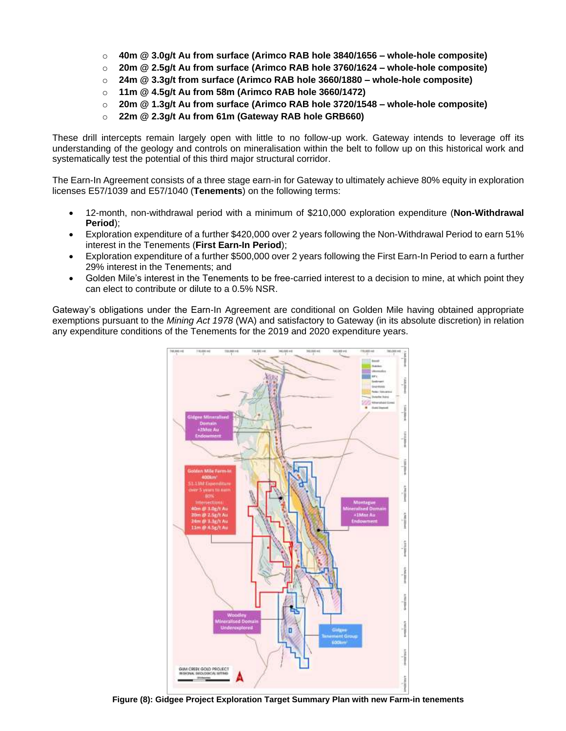- 40m @ 3.0g/t Au from surface (Arimco RAB hole 3840/1656 – whole-hole composite)
- 20m @ 2.5g/t Au from surface (Arimco RAB hole 3760/1624 – whole-hole composite)
- 24m @ 3.3g/t from surface (Arimco RAB hole 3660/1880 – whole-hole composite)
- 11m @ 4.5g/t Au from 58m (Arimco RAB hole 3660/1472)
- 20m @ 1.3g/t Au from surface (Arimco RAB hole 3720/1548 – whole-hole composite)
- 22m @ 2.3g/t Au from 61m (Gateway RAB hole GRB660)

These drill intercepts remain largely open with little to no follow-up work. Gateway intends to leverage off its understanding of the geology and controls on mineralisation within the belt to follow up on this historical work and systematically test the potential of this third major structural corridor.

The Earn-In Agreement consists of a three stage earn-in for Gateway to ultimately achieve 80% equity in exploration licenses E57/1039 and E57/1040 (**Tenements**) on the following terms:

- 12-month, non-withdrawal period with a minimum of $210,000 exploration expenditure (**Non-Withdrawal Period**);
- Exploration expenditure of a further $420,000 over 2 years following the Non-Withdrawal Period to earn 51% interest in the Tenements (**First Earn-In Period**);
- Exploration expenditure of a further $500,000 over 2 years following the First Earn-In Period to earn a further 29% interest in the Tenements; and
- Golden Mile's interest in the Tenements to be free-carried interest to a decision to mine, at which point they can elect to contribute or dilute to a 0.5% NSR.

Gateway's obligations under the Earn-In Agreement are conditional on Golden Mile having obtained appropriate exemptions pursuant to the *Mining Act 1978* (WA) and satisfactory to Gateway (in its absolute discretion) in relation any expenditure conditions of the Tenements for the 2019 and 2020 expenditure years.

**Figure (8): Gidgee Project Exploration Target Summary Plan with new Farm-in tenements**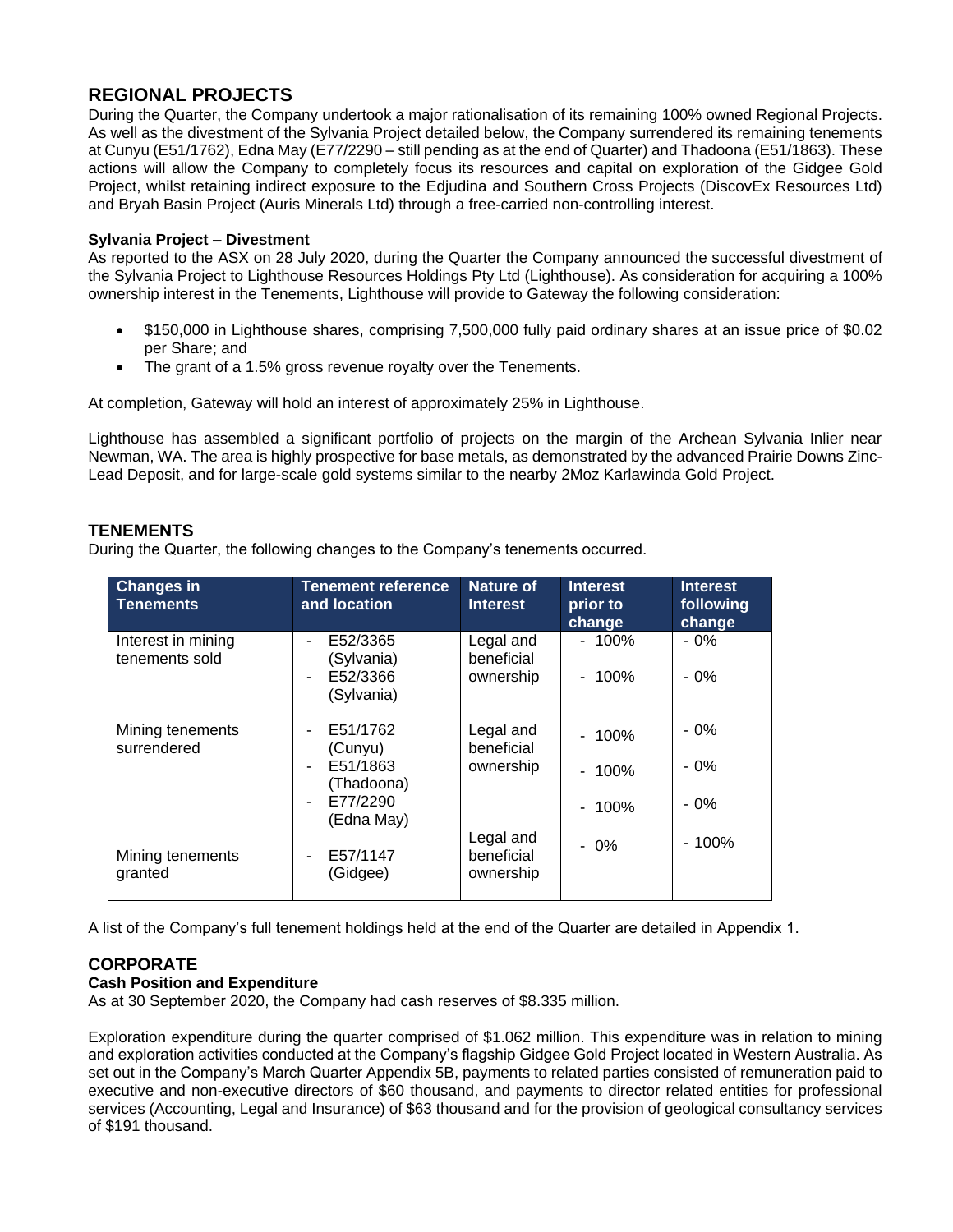## REGIONAL PROJECTS

During the Quarter, the Company undertook a major rationalisation of its remaining 100% owned Regional Projects. As well as the divestment of the Sylvania Project detailed below, the Company surrendered its remaining tenements at Cunyu (E51/1762), Edna May (E77/2290 – still pending as at the end of Quarter) and Thadoona (E51/1863). These actions will allow the Company to completely focus its resources and capital on exploration of the Gidgee Gold Project, whilst retaining indirect exposure to the Edjudina and Southern Cross Projects (DiscovEx Resources Ltd) and Bryah Basin Project (Auris Minerals Ltd) through a free-carried non-controlling interest.

### Sylvania Project – Divestment

As reported to the ASX on 28 July 2020, during the Quarter the Company announced the successful divestment of the Sylvania Project to Lighthouse Resources Holdings Pty Ltd (Lighthouse). As consideration for acquiring a 100% ownership interest in the Tenements, Lighthouse will provide to Gateway the following consideration:

- $150,000 in Lighthouse shares, comprising 7,500,000 fully paid ordinary shares at an issue price of $0.02 per Share; and
- The grant of a 1.5% gross revenue royalty over the Tenements.

At completion, Gateway will hold an interest of approximately 25% in Lighthouse.

Lighthouse has assembled a significant portfolio of projects on the margin of the Archean Sylvania Inlier near Newman, WA. The area is highly prospective for base metals, as demonstrated by the advanced Prairie Downs Zinc-Lead Deposit, and for large-scale gold systems similar to the nearby 2Moz Karlawinda Gold Project.

## TENEMENTS

During the Quarter, the following changes to the Company's tenements occurred.

| Changes in Tenements | Tenement reference and location | Nature of Interest | Interest prior to change | Interest following change |
|---|---|---|---|---|
| Interest in mining tenements sold | - E52/3365 (Sylvania)<br>- E52/3366 (Sylvania) | Legal and beneficial ownership | - 100%<br>- 100% | - 0%<br>- 0% |
| Mining tenements surrendered | - E51/1762 (Cunyu)<br>- E51/1863 (Thadoona)<br>- E77/2290 (Edna May) | Legal and beneficial ownership | - 100%<br>- 100%<br>- 100% | - 0%<br>- 0%<br>- 0% |
| Mining tenements granted | - E57/1147 (Gidgee) | Legal and beneficial ownership | - 0% | - 100% |

A list of the Company's full tenement holdings held at the end of the Quarter are detailed in Appendix 1.

## CORPORATE

### Cash Position and Expenditure

As at 30 September 2020, the Company had cash reserves of $8.335 million.

Exploration expenditure during the quarter comprised of $1.062 million. This expenditure was in relation to mining and exploration activities conducted at the Company's flagship Gidgee Gold Project located in Western Australia. As set out in the Company's March Quarter Appendix 5B, payments to related parties consisted of remuneration paid to executive and non-executive directors of $60 thousand, and payments to director related entities for professional services (Accounting, Legal and Insurance) of $63 thousand and for the provision of geological consultancy services of $191 thousand.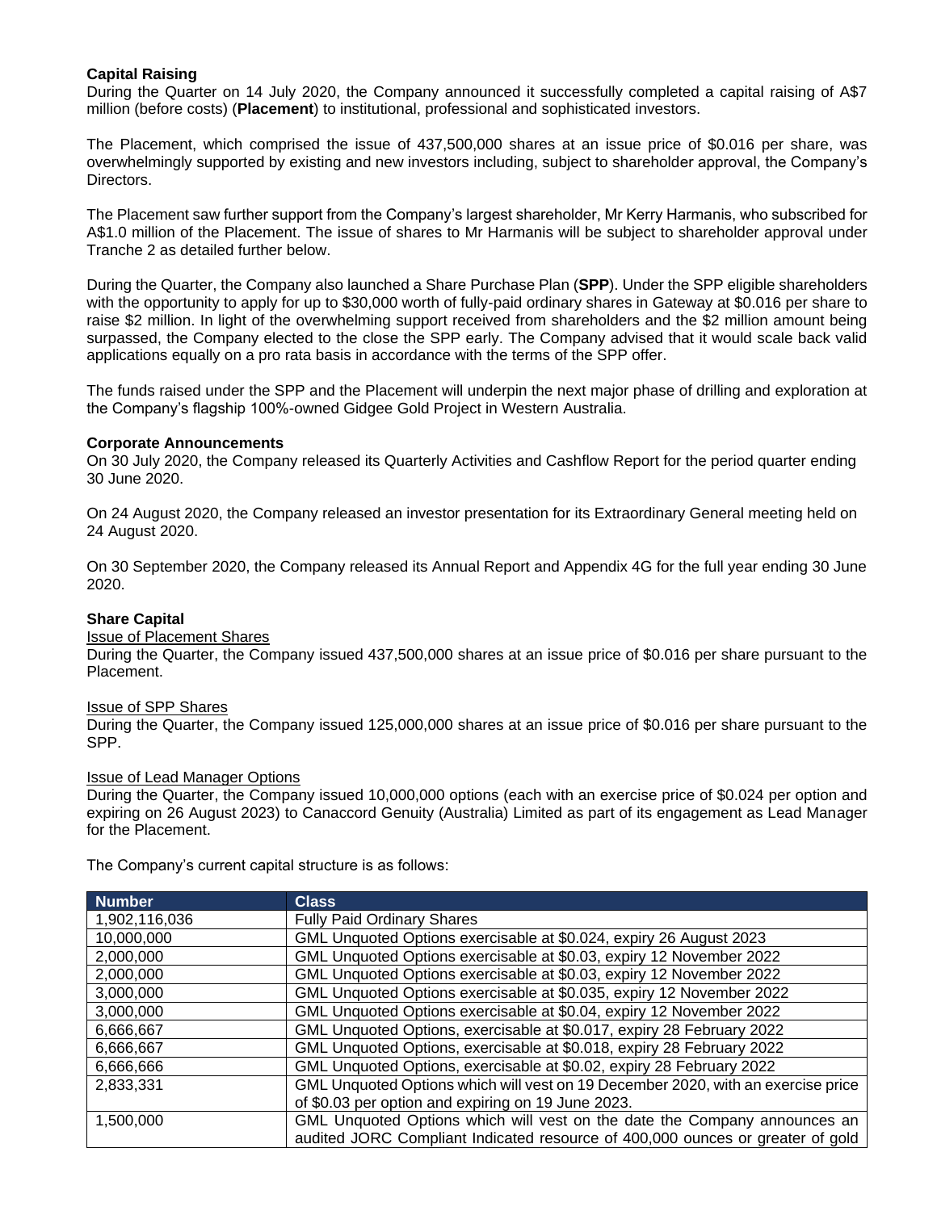**Capital Raising**

During the Quarter on 14 July 2020, the Company announced it successfully completed a capital raising of A$7 million (before costs) (**Placement**) to institutional, professional and sophisticated investors.

The Placement, which comprised the issue of 437,500,000 shares at an issue price of $0.016 per share, was overwhelmingly supported by existing and new investors including, subject to shareholder approval, the Company's Directors.

The Placement saw further support from the Company's largest shareholder, Mr Kerry Harmanis, who subscribed for A$1.0 million of the Placement. The issue of shares to Mr Harmanis will be subject to shareholder approval under Tranche 2 as detailed further below.

During the Quarter, the Company also launched a Share Purchase Plan (**SPP**). Under the SPP eligible shareholders with the opportunity to apply for up to $30,000 worth of fully-paid ordinary shares in Gateway at $0.016 per share to raise $2 million. In light of the overwhelming support received from shareholders and the $2 million amount being surpassed, the Company elected to the close the SPP early. The Company advised that it would scale back valid applications equally on a pro rata basis in accordance with the terms of the SPP offer.

The funds raised under the SPP and the Placement will underpin the next major phase of drilling and exploration at the Company's flagship 100%-owned Gidgee Gold Project in Western Australia.

**Corporate Announcements**

On 30 July 2020, the Company released its Quarterly Activities and Cashflow Report for the period quarter ending 30 June 2020.

On 24 August 2020, the Company released an investor presentation for its Extraordinary General meeting held on 24 August 2020.

On 30 September 2020, the Company released its Annual Report and Appendix 4G for the full year ending 30 June 2020.

**Share Capital**

Issue of Placement Shares

During the Quarter, the Company issued 437,500,000 shares at an issue price of $0.016 per share pursuant to the Placement.

Issue of SPP Shares

During the Quarter, the Company issued 125,000,000 shares at an issue price of $0.016 per share pursuant to the SPP.

Issue of Lead Manager Options

During the Quarter, the Company issued 10,000,000 options (each with an exercise price of $0.024 per option and expiring on 26 August 2023) to Canaccord Genuity (Australia) Limited as part of its engagement as Lead Manager for the Placement.

The Company's current capital structure is as follows:

| Number | Class |
|---|---|
| 1,902,116,036 | Fully Paid Ordinary Shares |
| 10,000,000 | GML Unquoted Options exercisable at $0.024, expiry 26 August 2023 |
| 2,000,000 | GML Unquoted Options exercisable at $0.03, expiry 12 November 2022 |
| 2,000,000 | GML Unquoted Options exercisable at $0.03, expiry 12 November 2022 |
| 3,000,000 | GML Unquoted Options exercisable at $0.035, expiry 12 November 2022 |
| 3,000,000 | GML Unquoted Options exercisable at $0.04, expiry 12 November 2022 |
| 6,666,667 | GML Unquoted Options, exercisable at $0.017, expiry 28 February 2022 |
| 6,666,667 | GML Unquoted Options, exercisable at $0.018, expiry 28 February 2022 |
| 6,666,666 | GML Unquoted Options, exercisable at $0.02, expiry 28 February 2022 |
| 2,833,331 | GML Unquoted Options which will vest on 19 December 2020, with an exercise price of $0.03 per option and expiring on 19 June 2023. |
| 1,500,000 | GML Unquoted Options which will vest on the date the Company announces an audited JORC Compliant Indicated resource of 400,000 ounces or greater of gold |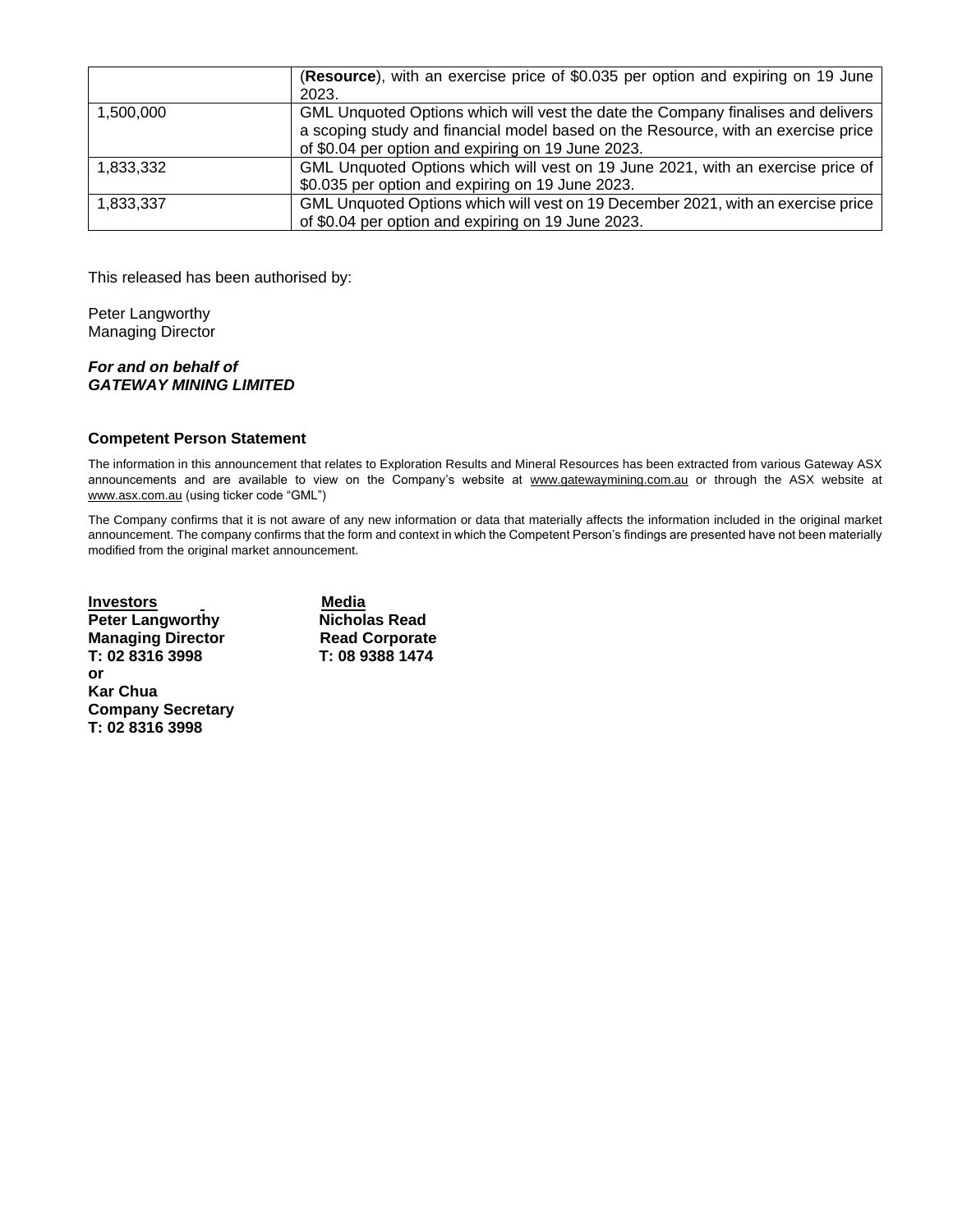| | |
|---|---|
| | (**Resource**), with an exercise price of $0.035 per option and expiring on 19 June 2023. |
| 1,500,000 | GML Unquoted Options which will vest the date the Company finalises and delivers a scoping study and financial model based on the Resource, with an exercise price of $0.04 per option and expiring on 19 June 2023. |
| 1,833,332 | GML Unquoted Options which will vest on 19 June 2021, with an exercise price of $0.035 per option and expiring on 19 June 2023. |
| 1,833,337 | GML Unquoted Options which will vest on 19 December 2021, with an exercise price of $0.04 per option and expiring on 19 June 2023. |

This released has been authorised by:

Peter Langworthy
Managing Director

***For and on behalf of***
***GATEWAY MINING LIMITED***

**Competent Person Statement**

The information in this announcement that relates to Exploration Results and Mineral Resources has been extracted from various Gateway ASX announcements and are available to view on the Company's website at www.gatewaymining.com.au or through the ASX website at www.asx.com.au (using ticker code "GML")

The Company confirms that it is not aware of any new information or data that materially affects the information included in the original market announcement. The company confirms that the form and context in which the Competent Person's findings are presented have not been materially modified from the original market announcement.

**Investors**
**Peter Langworthy**
**Managing Director**
**T: 02 8316 3998**
**or**
**Kar Chua**
**Company Secretary**
**T: 02 8316 3998**

**Media**
**Nicholas Read**
**Read Corporate**
**T: 08 9388 1474**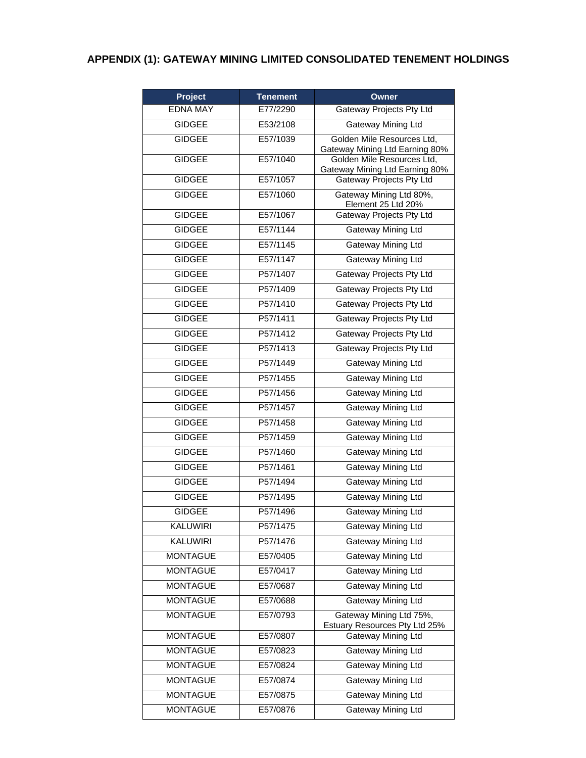## APPENDIX (1): GATEWAY MINING LIMITED CONSOLIDATED TENEMENT HOLDINGS

| Project | Tenement | Owner |
|---|---|---|
| EDNA MAY | E77/2290 | Gateway Projects Pty Ltd |
| GIDGEE | E53/2108 | Gateway Mining Ltd |
| GIDGEE | E57/1039 | Golden Mile Resources Ltd, Gateway Mining Ltd Earning 80% |
| GIDGEE | E57/1040 | Golden Mile Resources Ltd, Gateway Mining Ltd Earning 80% |
| GIDGEE | E57/1057 | Gateway Projects Pty Ltd |
| GIDGEE | E57/1060 | Gateway Mining Ltd 80%, Element 25 Ltd 20% |
| GIDGEE | E57/1067 | Gateway Projects Pty Ltd |
| GIDGEE | E57/1144 | Gateway Mining Ltd |
| GIDGEE | E57/1145 | Gateway Mining Ltd |
| GIDGEE | E57/1147 | Gateway Mining Ltd |
| GIDGEE | P57/1407 | Gateway Projects Pty Ltd |
| GIDGEE | P57/1409 | Gateway Projects Pty Ltd |
| GIDGEE | P57/1410 | Gateway Projects Pty Ltd |
| GIDGEE | P57/1411 | Gateway Projects Pty Ltd |
| GIDGEE | P57/1412 | Gateway Projects Pty Ltd |
| GIDGEE | P57/1413 | Gateway Projects Pty Ltd |
| GIDGEE | P57/1449 | Gateway Mining Ltd |
| GIDGEE | P57/1455 | Gateway Mining Ltd |
| GIDGEE | P57/1456 | Gateway Mining Ltd |
| GIDGEE | P57/1457 | Gateway Mining Ltd |
| GIDGEE | P57/1458 | Gateway Mining Ltd |
| GIDGEE | P57/1459 | Gateway Mining Ltd |
| GIDGEE | P57/1460 | Gateway Mining Ltd |
| GIDGEE | P57/1461 | Gateway Mining Ltd |
| GIDGEE | P57/1494 | Gateway Mining Ltd |
| GIDGEE | P57/1495 | Gateway Mining Ltd |
| GIDGEE | P57/1496 | Gateway Mining Ltd |
| KALUWIRI | P57/1475 | Gateway Mining Ltd |
| KALUWIRI | P57/1476 | Gateway Mining Ltd |
| MONTAGUE | E57/0405 | Gateway Mining Ltd |
| MONTAGUE | E57/0417 | Gateway Mining Ltd |
| MONTAGUE | E57/0687 | Gateway Mining Ltd |
| MONTAGUE | E57/0688 | Gateway Mining Ltd |
| MONTAGUE | E57/0793 | Gateway Mining Ltd 75%, Estuary Resources Pty Ltd 25% |
| MONTAGUE | E57/0807 | Gateway Mining Ltd |
| MONTAGUE | E57/0823 | Gateway Mining Ltd |
| MONTAGUE | E57/0824 | Gateway Mining Ltd |
| MONTAGUE | E57/0874 | Gateway Mining Ltd |
| MONTAGUE | E57/0875 | Gateway Mining Ltd |
| MONTAGUE | E57/0876 | Gateway Mining Ltd |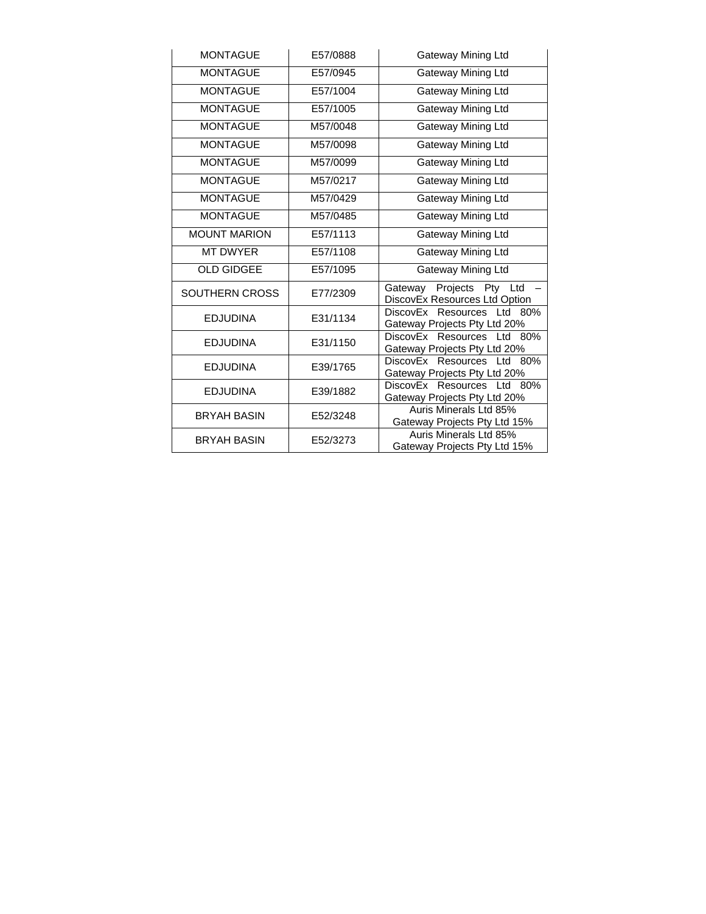| | | |
|---|---|---|
| MONTAGUE | E57/0888 | Gateway Mining Ltd |
| MONTAGUE | E57/0945 | Gateway Mining Ltd |
| MONTAGUE | E57/1004 | Gateway Mining Ltd |
| MONTAGUE | E57/1005 | Gateway Mining Ltd |
| MONTAGUE | M57/0048 | Gateway Mining Ltd |
| MONTAGUE | M57/0098 | Gateway Mining Ltd |
| MONTAGUE | M57/0099 | Gateway Mining Ltd |
| MONTAGUE | M57/0217 | Gateway Mining Ltd |
| MONTAGUE | M57/0429 | Gateway Mining Ltd |
| MONTAGUE | M57/0485 | Gateway Mining Ltd |
| MOUNT MARION | E57/1113 | Gateway Mining Ltd |
| MT DWYER | E57/1108 | Gateway Mining Ltd |
| OLD GIDGEE | E57/1095 | Gateway Mining Ltd |
| SOUTHERN CROSS | E77/2309 | Gateway Projects Pty Ltd – DiscovEx Resources Ltd Option |
| EDJUDINA | E31/1134 | DiscovEx Resources Ltd 80% Gateway Projects Pty Ltd 20% |
| EDJUDINA | E31/1150 | DiscovEx Resources Ltd 80% Gateway Projects Pty Ltd 20% |
| EDJUDINA | E39/1765 | DiscovEx Resources Ltd 80% Gateway Projects Pty Ltd 20% |
| EDJUDINA | E39/1882 | DiscovEx Resources Ltd 80% Gateway Projects Pty Ltd 20% |
| BRYAH BASIN | E52/3248 | Auris Minerals Ltd 85% Gateway Projects Pty Ltd 15% |
| BRYAH BASIN | E52/3273 | Auris Minerals Ltd 85% Gateway Projects Pty Ltd 15% |